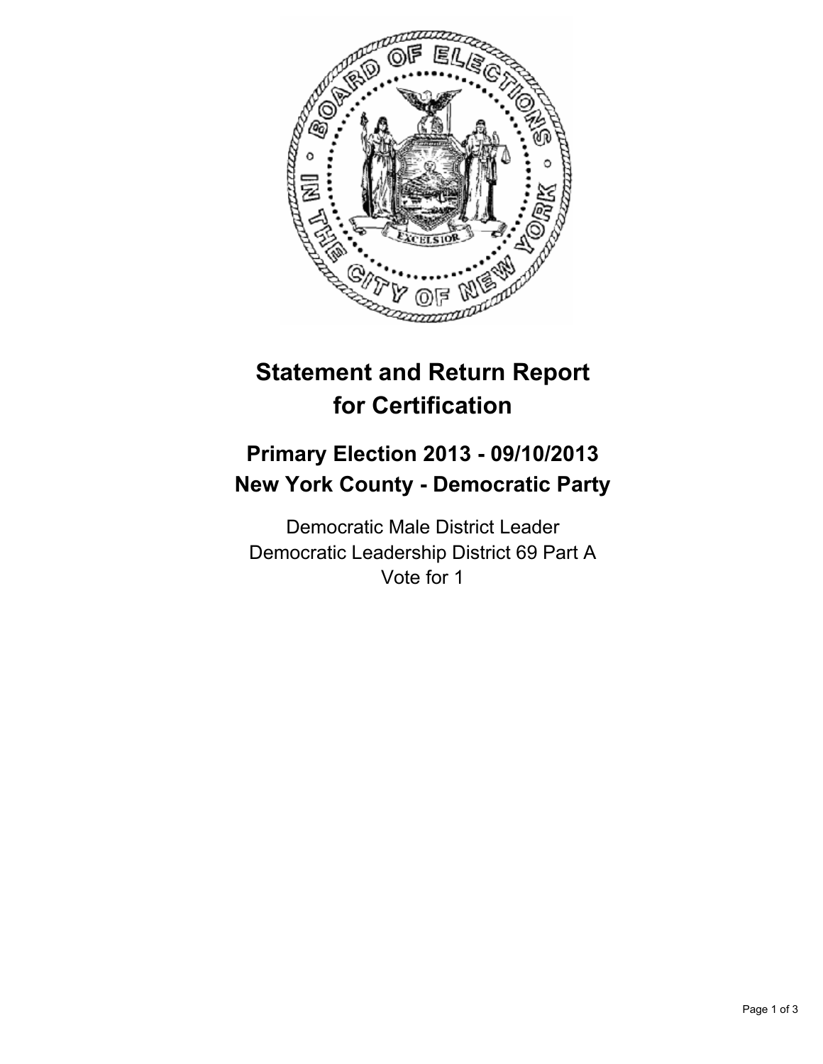# Statement and Return Report for Certification

## Primary Election 2013 - 09/10/2013
## New York County - Democratic Party

Democratic Male District Leader
Democratic Leadership District 69 Part A
Vote for 1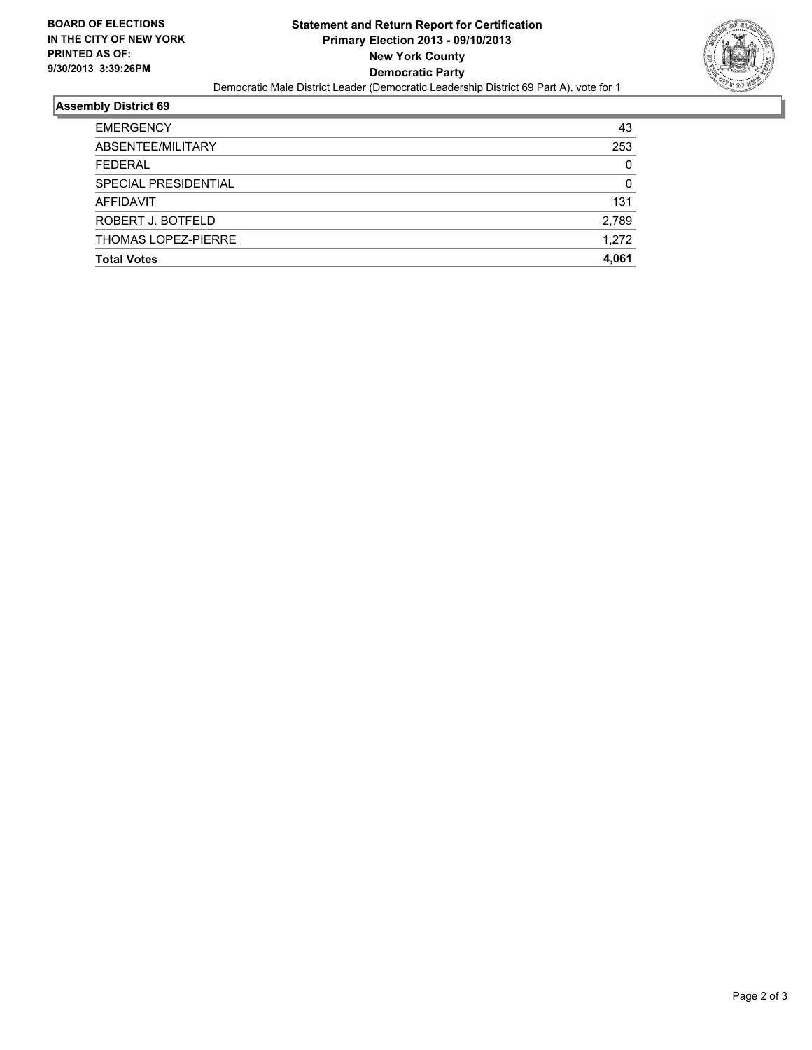**BOARD OF ELECTIONS IN THE CITY OF NEW YORK**
**PRINTED AS OF: 9/30/2013 3:39:26PM**

**Statement and Return Report for Certification**
**Primary Election 2013 - 09/10/2013**
**New York County**
**Democratic Party**

Democratic Male District Leader (Democratic Leadership District 69 Part A), vote for 1

## Assembly District 69

| | |
|---|---|
| EMERGENCY | 43 |
| ABSENTEE/MILITARY | 253 |
| FEDERAL | 0 |
| SPECIAL PRESIDENTIAL | 0 |
| AFFIDAVIT | 131 |
| ROBERT J. BOTFELD | 2,789 |
| THOMAS LOPEZ-PIERRE | 1,272 |
| **Total Votes** | **4,061** |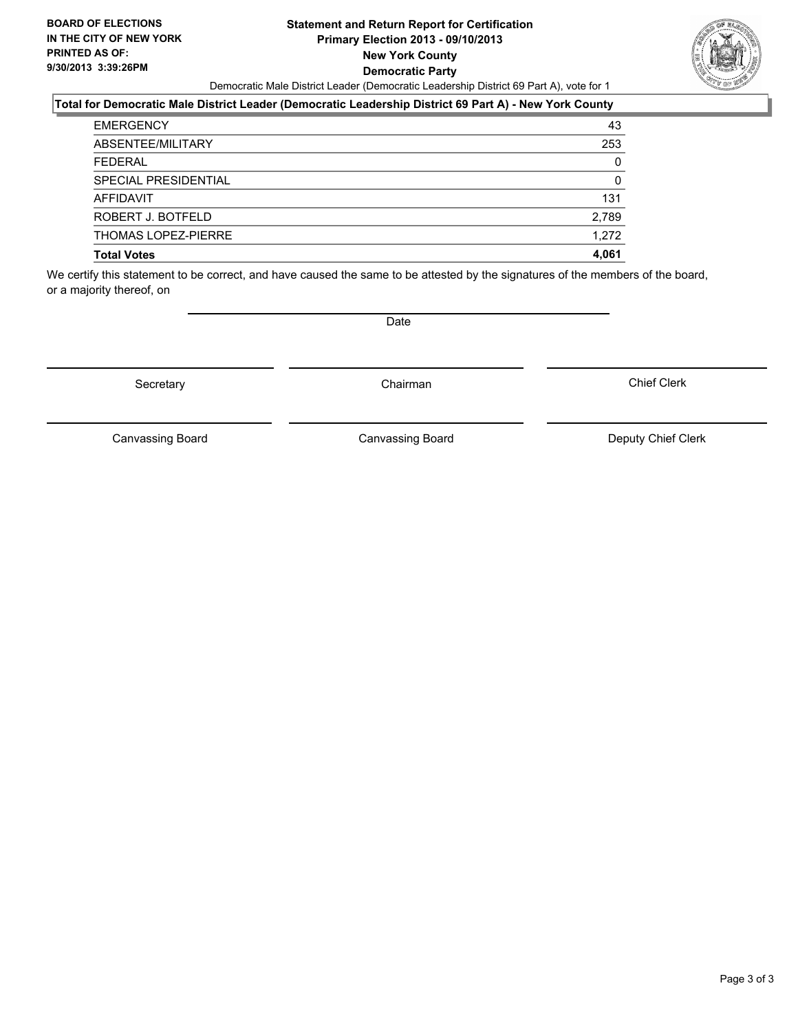**BOARD OF ELECTIONS IN THE CITY OF NEW YORK PRINTED AS OF: 9/30/2013 3:39:26PM**

**Statement and Return Report for Certification**
**Primary Election 2013 - 09/10/2013**
**New York County**
**Democratic Party**

Democratic Male District Leader (Democratic Leadership District 69 Part A), vote for 1

**Total for Democratic Male District Leader (Democratic Leadership District 69 Part A) - New York County**

| | |
|---|---|
| EMERGENCY | 43 |
| ABSENTEE/MILITARY | 253 |
| FEDERAL | 0 |
| SPECIAL PRESIDENTIAL | 0 |
| AFFIDAVIT | 131 |
| ROBERT J. BOTFELD | 2,789 |
| THOMAS LOPEZ-PIERRE | 1,272 |
| **Total Votes** | **4,061** |

We certify this statement to be correct, and have caused the same to be attested by the signatures of the members of the board, or a majority thereof, on

Date

Secretary | Chairman | Chief Clerk

Canvassing Board | Canvassing Board | Deputy Chief Clerk